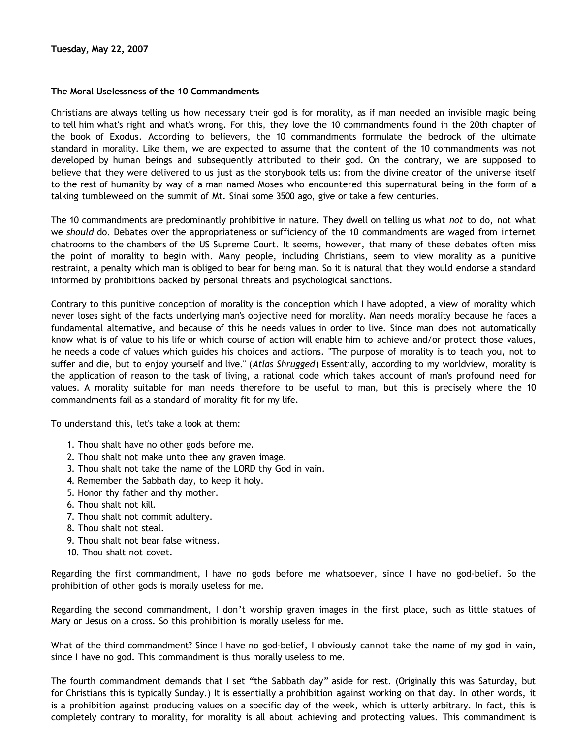**Tuesday, May 22, 2007**

**The Moral Uselessness of the 10 Commandments**

Christians are always telling us how necessary their god is for morality, as if man needed an invisible magic being to tell him what's right and what's wrong. For this, they love the 10 commandments found in the 20th chapter of the book of Exodus. According to believers, the 10 commandments formulate the bedrock of the ultimate standard in morality. Like them, we are expected to assume that the content of the 10 commandments was not developed by human beings and subsequently attributed to their god. On the contrary, we are supposed to believe that they were delivered to us just as the storybook tells us: from the divine creator of the universe itself to the rest of humanity by way of a man named Moses who encountered this supernatural being in the form of a talking tumbleweed on the summit of Mt. Sinai some 3500 ago, give or take a few centuries.

The 10 commandments are predominantly prohibitive in nature. They dwell on telling us what *not* to do, not what we *should* do. Debates over the appropriateness or sufficiency of the 10 commandments are waged from internet chatrooms to the chambers of the US Supreme Court. It seems, however, that many of these debates often miss the point of morality to begin with. Many people, including Christians, seem to view morality as a punitive restraint, a penalty which man is obliged to bear for being man. So it is natural that they would endorse a standard informed by prohibitions backed by personal threats and psychological sanctions.

Contrary to this punitive conception of morality is the conception which I have adopted, a view of morality which never loses sight of the facts underlying man's objective need for morality. Man needs morality because he faces a fundamental alternative, and because of this he needs values in order to live. Since man does not automatically know what is of value to his life or which course of action will enable him to achieve and/or protect those values, he needs a code of values which guides his choices and actions. "The purpose of morality is to teach you, not to suffer and die, but to enjoy yourself and live." (*Atlas Shrugged*) Essentially, according to my worldview, morality is the application of reason to the task of living, a rational code which takes account of man's profound need for values. A morality suitable for man needs therefore to be useful to man, but this is precisely where the 10 commandments fail as a standard of morality fit for my life.

To understand this, let's take a look at them:

1. Thou shalt have no other gods before me.
2. Thou shalt not make unto thee any graven image.
3. Thou shalt not take the name of the LORD thy God in vain.
4. Remember the Sabbath day, to keep it holy.
5. Honor thy father and thy mother.
6. Thou shalt not kill.
7. Thou shalt not commit adultery.
8. Thou shalt not steal.
9. Thou shalt not bear false witness.
10. Thou shalt not covet.

Regarding the first commandment, I have no gods before me whatsoever, since I have no god-belief. So the prohibition of other gods is morally useless for me.

Regarding the second commandment, I don't worship graven images in the first place, such as little statues of Mary or Jesus on a cross. So this prohibition is morally useless for me.

What of the third commandment? Since I have no god-belief, I obviously cannot take the name of my god in vain, since I have no god. This commandment is thus morally useless to me.

The fourth commandment demands that I set "the Sabbath day" aside for rest. (Originally this was Saturday, but for Christians this is typically Sunday.) It is essentially a prohibition against working on that day. In other words, it is a prohibition against producing values on a specific day of the week, which is utterly arbitrary. In fact, this is completely contrary to morality, for morality is all about achieving and protecting values. This commandment is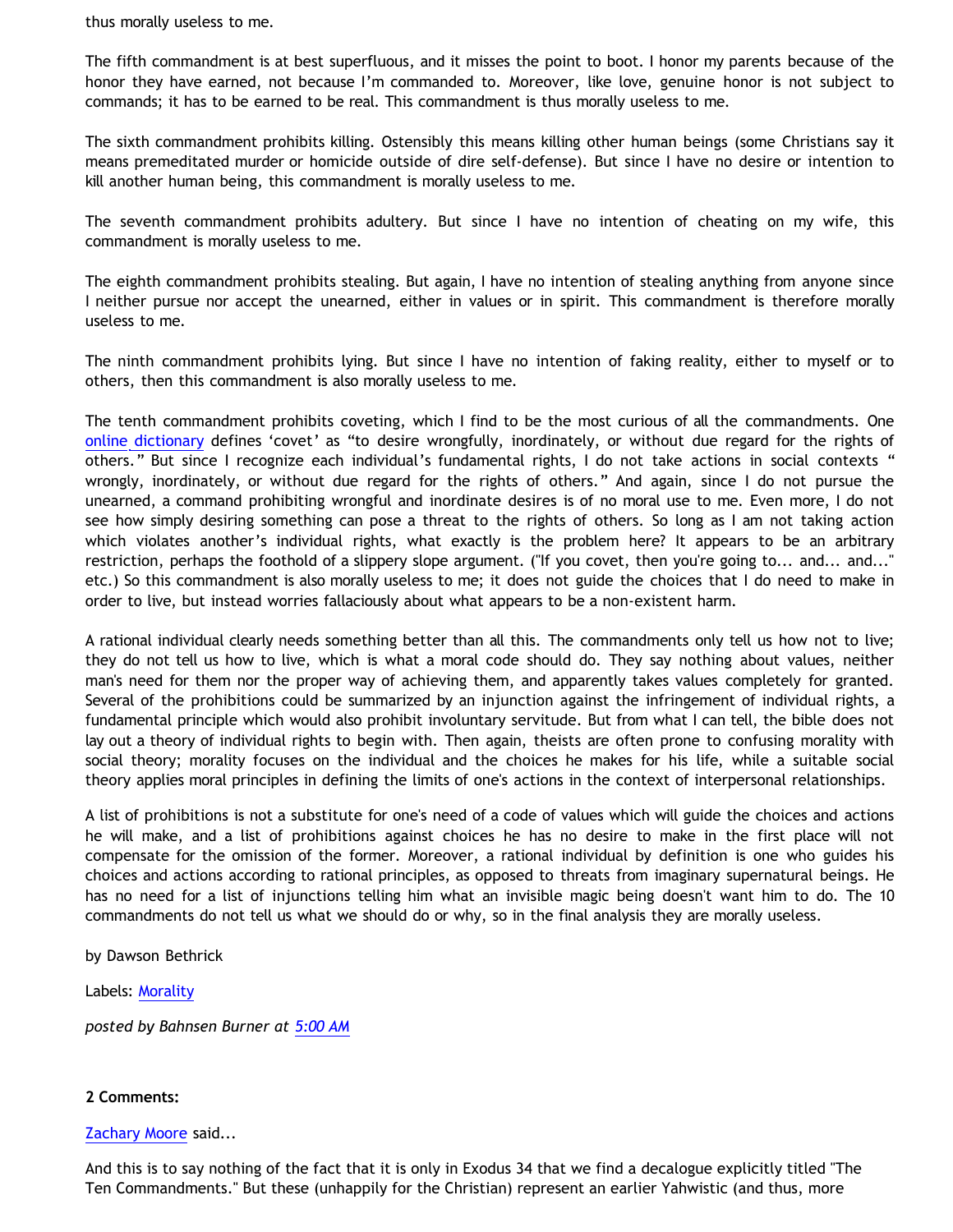thus morally useless to me.

The fifth commandment is at best superfluous, and it misses the point to boot. I honor my parents because of the honor they have earned, not because I'm commanded to. Moreover, like love, genuine honor is not subject to commands; it has to be earned to be real. This commandment is thus morally useless to me.

The sixth commandment prohibits killing. Ostensibly this means killing other human beings (some Christians say it means premeditated murder or homicide outside of dire self-defense). But since I have no desire or intention to kill another human being, this commandment is morally useless to me.

The seventh commandment prohibits adultery. But since I have no intention of cheating on my wife, this commandment is morally useless to me.

The eighth commandment prohibits stealing. But again, I have no intention of stealing anything from anyone since I neither pursue nor accept the unearned, either in values or in spirit. This commandment is therefore morally useless to me.

The ninth commandment prohibits lying. But since I have no intention of faking reality, either to myself or to others, then this commandment is also morally useless to me.

The tenth commandment prohibits coveting, which I find to be the most curious of all the commandments. One online dictionary defines 'covet' as "to desire wrongfully, inordinately, or without due regard for the rights of others." But since I recognize each individual's fundamental rights, I do not take actions in social contexts " wrongly, inordinately, or without due regard for the rights of others." And again, since I do not pursue the unearned, a command prohibiting wrongful and inordinate desires is of no moral use to me. Even more, I do not see how simply desiring something can pose a threat to the rights of others. So long as I am not taking action which violates another's individual rights, what exactly is the problem here? It appears to be an arbitrary restriction, perhaps the foothold of a slippery slope argument. ("If you covet, then you're going to... and... and..." etc.) So this commandment is also morally useless to me; it does not guide the choices that I do need to make in order to live, but instead worries fallaciously about what appears to be a non-existent harm.

A rational individual clearly needs something better than all this. The commandments only tell us how not to live; they do not tell us how to live, which is what a moral code should do. They say nothing about values, neither man's need for them nor the proper way of achieving them, and apparently takes values completely for granted. Several of the prohibitions could be summarized by an injunction against the infringement of individual rights, a fundamental principle which would also prohibit involuntary servitude. But from what I can tell, the bible does not lay out a theory of individual rights to begin with. Then again, theists are often prone to confusing morality with social theory; morality focuses on the individual and the choices he makes for his life, while a suitable social theory applies moral principles in defining the limits of one's actions in the context of interpersonal relationships.

A list of prohibitions is not a substitute for one's need of a code of values which will guide the choices and actions he will make, and a list of prohibitions against choices he has no desire to make in the first place will not compensate for the omission of the former. Moreover, a rational individual by definition is one who guides his choices and actions according to rational principles, as opposed to threats from imaginary supernatural beings. He has no need for a list of injunctions telling him what an invisible magic being doesn't want him to do. The 10 commandments do not tell us what we should do or why, so in the final analysis they are morally useless.

by Dawson Bethrick

Labels: Morality

*posted by Bahnsen Burner at 5:00 AM*

**2 Comments:**

Zachary Moore said...

And this is to say nothing of the fact that it is only in Exodus 34 that we find a decalogue explicitly titled "The Ten Commandments." But these (unhappily for the Christian) represent an earlier Yahwistic (and thus, more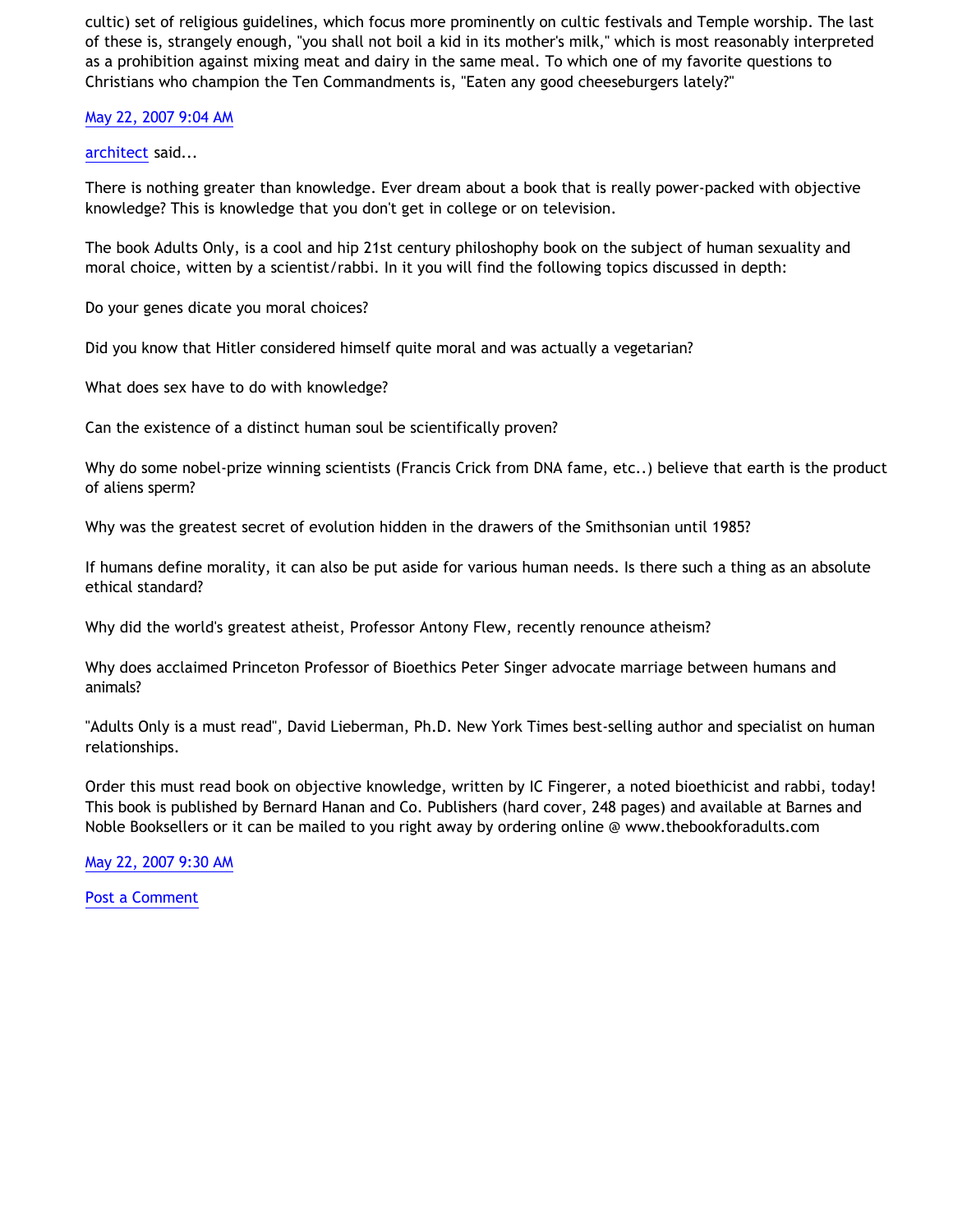cultic) set of religious guidelines, which focus more prominently on cultic festivals and Temple worship. The last of these is, strangely enough, "you shall not boil a kid in its mother's milk," which is most reasonably interpreted as a prohibition against mixing meat and dairy in the same meal. To which one of my favorite questions to Christians who champion the Ten Commandments is, "Eaten any good cheeseburgers lately?"

May 22, 2007 9:04 AM

architect said...

There is nothing greater than knowledge. Ever dream about a book that is really power-packed with objective knowledge? This is knowledge that you don't get in college or on television.

The book Adults Only, is a cool and hip 21st century philoshophy book on the subject of human sexuality and moral choice, witten by a scientist/rabbi. In it you will find the following topics discussed in depth:

Do your genes dicate you moral choices?

Did you know that Hitler considered himself quite moral and was actually a vegetarian?

What does sex have to do with knowledge?

Can the existence of a distinct human soul be scientifically proven?

Why do some nobel-prize winning scientists (Francis Crick from DNA fame, etc..) believe that earth is the product of aliens sperm?

Why was the greatest secret of evolution hidden in the drawers of the Smithsonian until 1985?

If humans define morality, it can also be put aside for various human needs. Is there such a thing as an absolute ethical standard?

Why did the world's greatest atheist, Professor Antony Flew, recently renounce atheism?

Why does acclaimed Princeton Professor of Bioethics Peter Singer advocate marriage between humans and animals?

"Adults Only is a must read", David Lieberman, Ph.D. New York Times best-selling author and specialist on human relationships.

Order this must read book on objective knowledge, written by IC Fingerer, a noted bioethicist and rabbi, today! This book is published by Bernard Hanan and Co. Publishers (hard cover, 248 pages) and available at Barnes and Noble Booksellers or it can be mailed to you right away by ordering online @ www.thebookforadults.com

May 22, 2007 9:30 AM

Post a Comment